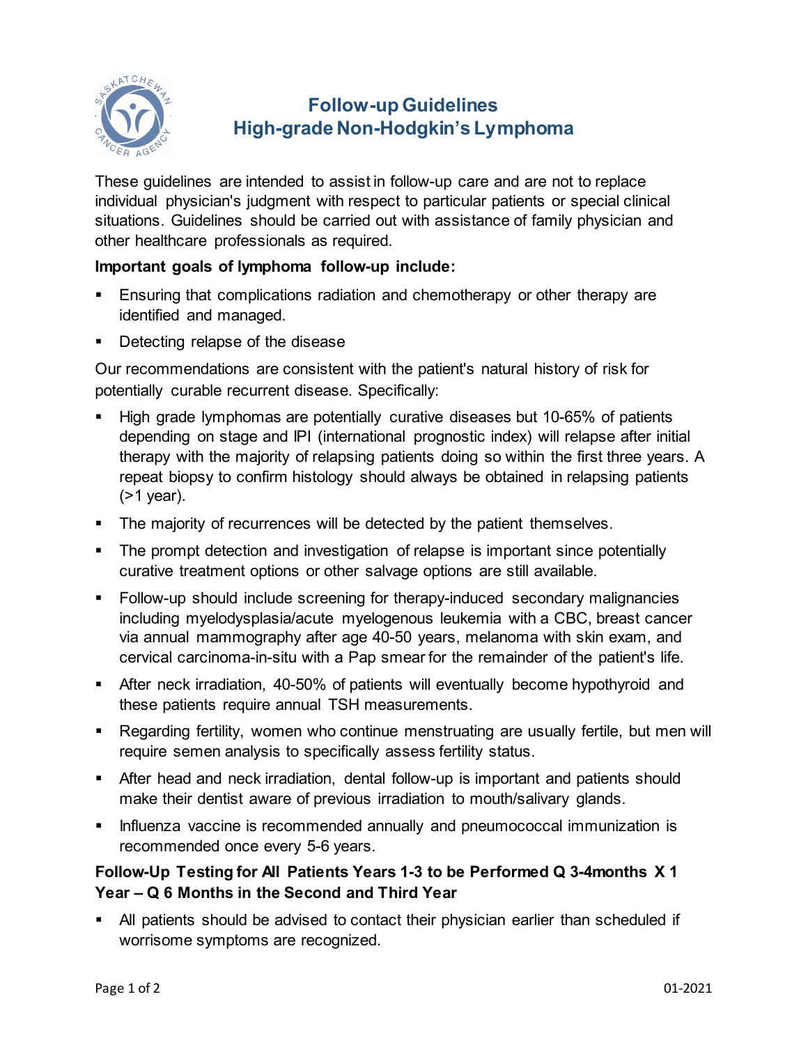# Follow-up Guidelines
# High-grade Non-Hodgkin's Lymphoma

These guidelines are intended to assist in follow-up care and are not to replace individual physician's judgment with respect to particular patients or special clinical situations. Guidelines should be carried out with assistance of family physician and other healthcare professionals as required.

**Important goals of lymphoma follow-up include:**

- Ensuring that complications radiation and chemotherapy or other therapy are identified and managed.
- Detecting relapse of the disease

Our recommendations are consistent with the patient's natural history of risk for potentially curable recurrent disease. Specifically:

- High grade lymphomas are potentially curative diseases but 10-65% of patients depending on stage and IPI (international prognostic index) will relapse after initial therapy with the majority of relapsing patients doing so within the first three years. A repeat biopsy to confirm histology should always be obtained in relapsing patients (>1 year).
- The majority of recurrences will be detected by the patient themselves.
- The prompt detection and investigation of relapse is important since potentially curative treatment options or other salvage options are still available.
- Follow-up should include screening for therapy-induced secondary malignancies including myelodysplasia/acute myelogenous leukemia with a CBC, breast cancer via annual mammography after age 40-50 years, melanoma with skin exam, and cervical carcinoma-in-situ with a Pap smear for the remainder of the patient's life.
- After neck irradiation, 40-50% of patients will eventually become hypothyroid and these patients require annual TSH measurements.
- Regarding fertility, women who continue menstruating are usually fertile, but men will require semen analysis to specifically assess fertility status.
- After head and neck irradiation, dental follow-up is important and patients should make their dentist aware of previous irradiation to mouth/salivary glands.
- Influenza vaccine is recommended annually and pneumococcal immunization is recommended once every 5-6 years.

**Follow-Up Testing for All Patients Years 1-3 to be Performed Q 3-4months X 1 Year – Q 6 Months in the Second and Third Year**

- All patients should be advised to contact their physician earlier than scheduled if worrisome symptoms are recognized.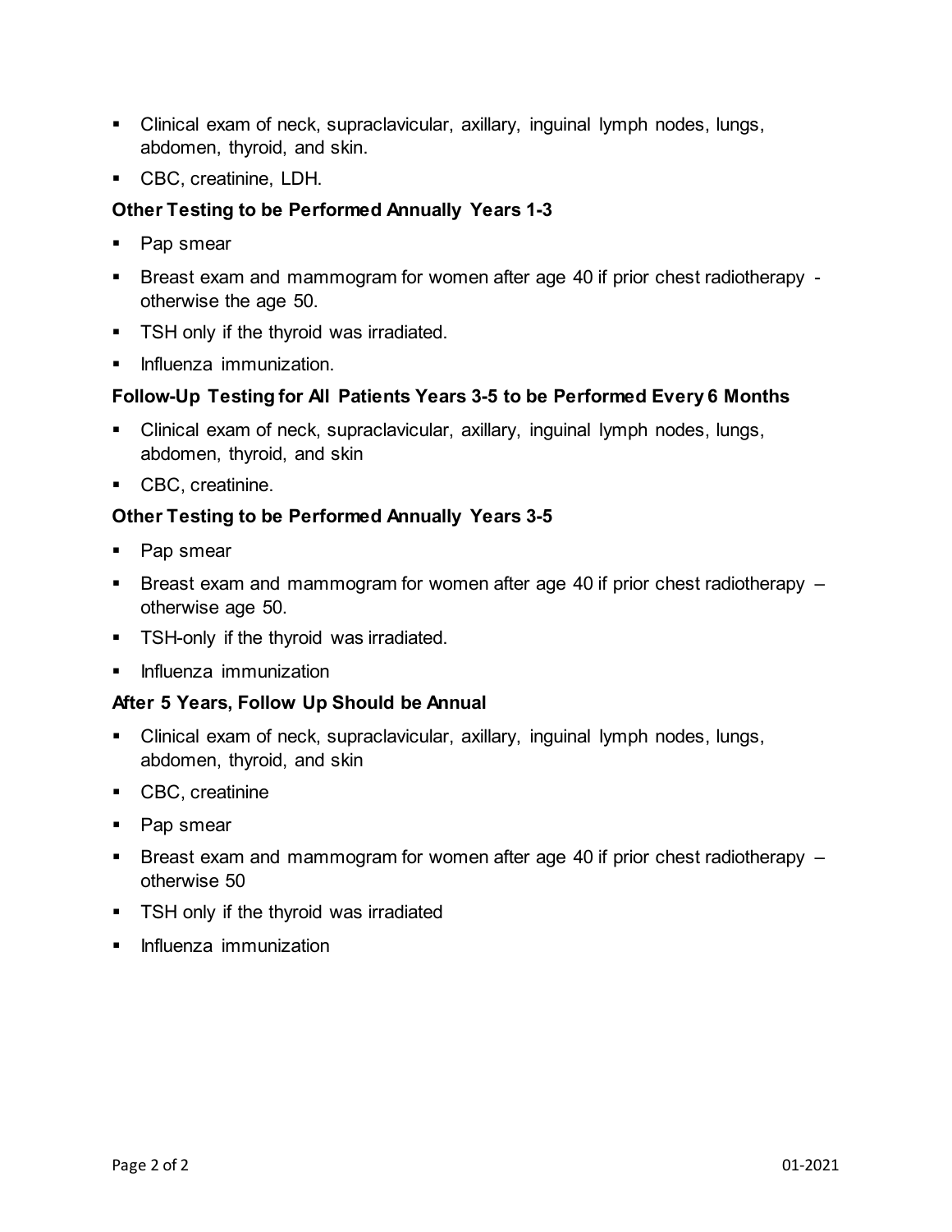- Clinical exam of neck, supraclavicular, axillary, inguinal lymph nodes, lungs, abdomen, thyroid, and skin.
- CBC, creatinine, LDH.

**Other Testing to be Performed Annually Years 1-3**

- Pap smear
- Breast exam and mammogram for women after age 40 if prior chest radiotherapy - otherwise the age 50.
- TSH only if the thyroid was irradiated.
- Influenza immunization.

**Follow-Up Testing for All Patients Years 3-5 to be Performed Every 6 Months**

- Clinical exam of neck, supraclavicular, axillary, inguinal lymph nodes, lungs, abdomen, thyroid, and skin
- CBC, creatinine.

**Other Testing to be Performed Annually Years 3-5**

- Pap smear
- Breast exam and mammogram for women after age 40 if prior chest radiotherapy – otherwise age 50.
- TSH-only if the thyroid was irradiated.
- Influenza immunization

**After 5 Years, Follow Up Should be Annual**

- Clinical exam of neck, supraclavicular, axillary, inguinal lymph nodes, lungs, abdomen, thyroid, and skin
- CBC, creatinine
- Pap smear
- Breast exam and mammogram for women after age 40 if prior chest radiotherapy – otherwise 50
- TSH only if the thyroid was irradiated
- Influenza immunization